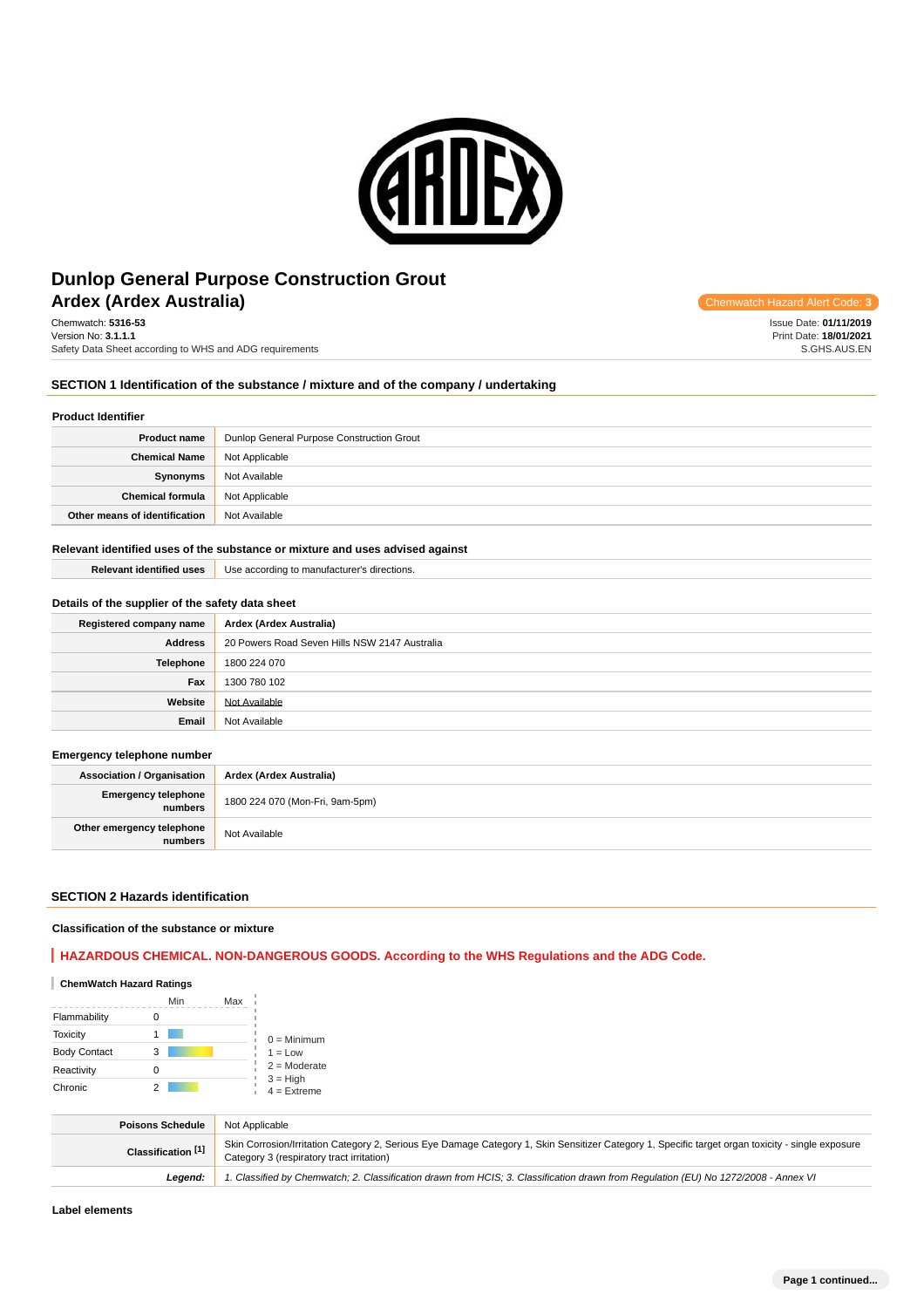# Dunlop General Purpose Construction Grout

## Ardex (Ardex Australia)

Chemwatch Hazard Alert Code: 3

Chemwatch: **5316-53**
Version No: **3.1.1.1**
Safety Data Sheet according to WHS and ADG requirements

Issue Date: **01/11/2019**
Print Date: **18/01/2021**
S.GHS.AUS.EN

## SECTION 1 Identification of the substance / mixture and of the company / undertaking

### Product Identifier

| | |
|---|---|
| **Product name** | Dunlop General Purpose Construction Grout |
| **Chemical Name** | Not Applicable |
| **Synonyms** | Not Available |
| **Chemical formula** | Not Applicable |
| **Other means of identification** | Not Available |

### Relevant identified uses of the substance or mixture and uses advised against

| | |
|---|---|
| **Relevant identified uses** | Use according to manufacturer's directions. |

### Details of the supplier of the safety data sheet

| | |
|---|---|
| **Registered company name** | **Ardex (Ardex Australia)** |
| **Address** | 20 Powers Road Seven Hills NSW 2147 Australia |
| **Telephone** | 1800 224 070 |
| **Fax** | 1300 780 102 |
| **Website** | Not Available |
| **Email** | Not Available |

### Emergency telephone number

| | |
|---|---|
| **Association / Organisation** | **Ardex (Ardex Australia)** |
| **Emergency telephone numbers** | 1800 224 070 (Mon-Fri, 9am-5pm) |
| **Other emergency telephone numbers** | Not Available |

## SECTION 2 Hazards identification

### Classification of the substance or mixture

**HAZARDOUS CHEMICAL. NON-DANGEROUS GOODS. According to the WHS Regulations and the ADG Code.**

#### ChemWatch Hazard Ratings

| | Min | Max |
|---|---|---|
| Flammability | 0 | |
| Toxicity | 1 | |
| Body Contact | 3 | |
| Reactivity | 0 | |
| Chronic | 2 | |

0 = Minimum
1 = Low
2 = Moderate
3 = High
4 = Extreme

| | |
|---|---|
| **Poisons Schedule** | Not Applicable |
| **Classification [1]** | Skin Corrosion/Irritation Category 2, Serious Eye Damage Category 1, Skin Sensitizer Category 1, Specific target organ toxicity - single exposure Category 3 (respiratory tract irritation) |
| ***Legend:*** | *1. Classified by Chemwatch; 2. Classification drawn from HCIS; 3. Classification drawn from Regulation (EU) No 1272/2008 - Annex VI* |

### Label elements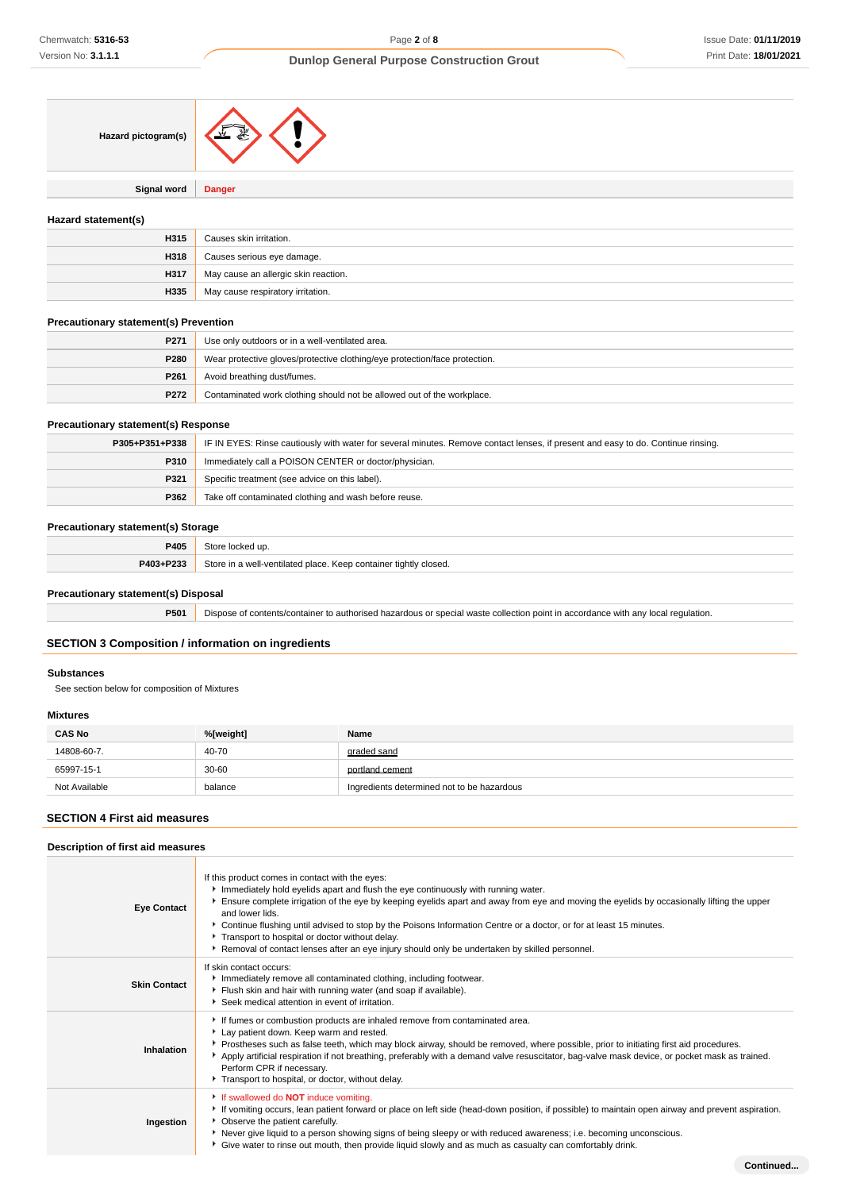| | |
|---|---|
| **Hazard pictogram(s)** | |
| **Signal word** | **Danger** |

### Hazard statement(s)

| | |
|---|---|
| **H315** | Causes skin irritation. |
| **H318** | Causes serious eye damage. |
| **H317** | May cause an allergic skin reaction. |
| **H335** | May cause respiratory irritation. |

### Precautionary statement(s) Prevention

| | |
|---|---|
| **P271** | Use only outdoors or in a well-ventilated area. |
| **P280** | Wear protective gloves/protective clothing/eye protection/face protection. |
| **P261** | Avoid breathing dust/fumes. |
| **P272** | Contaminated work clothing should not be allowed out of the workplace. |

### Precautionary statement(s) Response

| | |
|---|---|
| **P305+P351+P338** | IF IN EYES: Rinse cautiously with water for several minutes. Remove contact lenses, if present and easy to do. Continue rinsing. |
| **P310** | Immediately call a POISON CENTER or doctor/physician. |
| **P321** | Specific treatment (see advice on this label). |
| **P362** | Take off contaminated clothing and wash before reuse. |

### Precautionary statement(s) Storage

| | |
|---|---|
| **P405** | Store locked up. |
| **P403+P233** | Store in a well-ventilated place. Keep container tightly closed. |

### Precautionary statement(s) Disposal

| | |
|---|---|
| **P501** | Dispose of contents/container to authorised hazardous or special waste collection point in accordance with any local regulation. |

## SECTION 3 Composition / information on ingredients

### Substances

See section below for composition of Mixtures

### Mixtures

| CAS No | %[weight] | Name |
|---|---|---|
| 14808-60-7. | 40-70 | graded sand |
| 65997-15-1 | 30-60 | portland cement |
| Not Available | balance | Ingredients determined not to be hazardous |

## SECTION 4 First aid measures

### Description of first aid measures

| | |
|---|---|
| **Eye Contact** | If this product comes in contact with the eyes:<br>▸ Immediately hold eyelids apart and flush the eye continuously with running water.<br>▸ Ensure complete irrigation of the eye by keeping eyelids apart and away from eye and moving the eyelids by occasionally lifting the upper and lower lids.<br>▸ Continue flushing until advised to stop by the Poisons Information Centre or a doctor, or for at least 15 minutes.<br>▸ Transport to hospital or doctor without delay.<br>▸ Removal of contact lenses after an eye injury should only be undertaken by skilled personnel. |
| **Skin Contact** | If skin contact occurs:<br>▸ Immediately remove all contaminated clothing, including footwear.<br>▸ Flush skin and hair with running water (and soap if available).<br>▸ Seek medical attention in event of irritation. |
| **Inhalation** | ▸ If fumes or combustion products are inhaled remove from contaminated area.<br>▸ Lay patient down. Keep warm and rested.<br>▸ Prostheses such as false teeth, which may block airway, should be removed, where possible, prior to initiating first aid procedures.<br>▸ Apply artificial respiration if not breathing, preferably with a demand valve resuscitator, bag-valve mask device, or pocket mask as trained. Perform CPR if necessary.<br>▸ Transport to hospital, or doctor, without delay. |
| **Ingestion** | ▸ If swallowed do **NOT** induce vomiting.<br>▸ If vomiting occurs, lean patient forward or place on left side (head-down position, if possible) to maintain open airway and prevent aspiration.<br>▸ Observe the patient carefully.<br>▸ Never give liquid to a person showing signs of being sleepy or with reduced awareness; i.e. becoming unconscious.<br>▸ Give water to rinse out mouth, then provide liquid slowly and as much as casualty can comfortably drink. |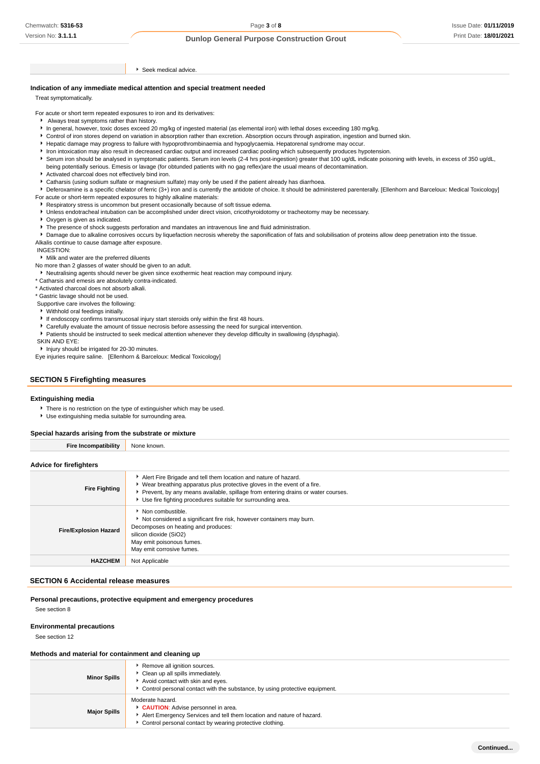|  |  |
|---|---|
|  | - Seek medical advice. |

### Indication of any immediate medical attention and special treatment needed

Treat symptomatically.

For acute or short term repeated exposures to iron and its derivatives:

- Always treat symptoms rather than history.
- In general, however, toxic doses exceed 20 mg/kg of ingested material (as elemental iron) with lethal doses exceeding 180 mg/kg.
- Control of iron stores depend on variation in absorption rather than excretion. Absorption occurs through aspiration, ingestion and burned skin.
- Hepatic damage may progress to failure with hypoprothrombinaemia and hypoglycaemia. Hepatorenal syndrome may occur.
- Iron intoxication may also result in decreased cardiac output and increased cardiac pooling which subsequently produces hypotension.
- Serum iron should be analysed in symptomatic patients. Serum iron levels (2-4 hrs post-ingestion) greater that 100 ug/dL indicate poisoning with levels, in excess of 350 ug/dL, being potentially serious. Emesis or lavage (for obtunded patients with no gag reflex)are the usual means of decontamination.
- Activated charcoal does not effectively bind iron.
- Catharsis (using sodium sulfate or magnesium sulfate) may only be used if the patient already has diarrhoea.
- Deferoxamine is a specific chelator of ferric (3+) iron and is currently the antidote of choice. It should be administered parenterally. [Ellenhorn and Barceloux: Medical Toxicology]

For acute or short-term repeated exposures to highly alkaline materials:

- Respiratory stress is uncommon but present occasionally because of soft tissue edema.
- Unless endotracheal intubation can be accomplished under direct vision, cricothyroidotomy or tracheotomy may be necessary.
- Oxygen is given as indicated.
- The presence of shock suggests perforation and mandates an intravenous line and fluid administration.
- Damage due to alkaline corrosives occurs by liquefaction necrosis whereby the saponification of fats and solubilisation of proteins allow deep penetration into the tissue.

Alkalis continue to cause damage after exposure.

INGESTION:

- Milk and water are the preferred diluents

No more than 2 glasses of water should be given to an adult.

- Neutralising agents should never be given since exothermic heat reaction may compound injury.

* Catharsis and emesis are absolutely contra-indicated.
* Activated charcoal does not absorb alkali.
* Gastric lavage should not be used.

Supportive care involves the following:

- Withhold oral feedings initially.
- If endoscopy confirms transmucosal injury start steroids only within the first 48 hours.
- Carefully evaluate the amount of tissue necrosis before assessing the need for surgical intervention.
- Patients should be instructed to seek medical attention whenever they develop difficulty in swallowing (dysphagia).

SKIN AND EYE:

- Injury should be irrigated for 20-30 minutes.

Eye injuries require saline. [Ellenhorn & Barceloux: Medical Toxicology]

## SECTION 5 Firefighting measures

### Extinguishing media

- There is no restriction on the type of extinguisher which may be used.
- Use extinguishing media suitable for surrounding area.

### Special hazards arising from the substrate or mixture

|  |  |
|---|---|
| **Fire Incompatibility** | None known. |

### Advice for firefighters

|  |  |
|---|---|
| **Fire Fighting** | - Alert Fire Brigade and tell them location and nature of hazard.<br>- Wear breathing apparatus plus protective gloves in the event of a fire.<br>- Prevent, by any means available, spillage from entering drains or water courses.<br>- Use fire fighting procedures suitable for surrounding area. |
| **Fire/Explosion Hazard** | - Non combustible.<br>- Not considered a significant fire risk, however containers may burn.<br>Decomposes on heating and produces:<br>silicon dioxide ($SiO_2$)<br>May emit poisonous fumes.<br>May emit corrosive fumes. |
| **HAZCHEM** | Not Applicable |

## SECTION 6 Accidental release measures

### Personal precautions, protective equipment and emergency procedures

See section 8

### Environmental precautions

See section 12

### Methods and material for containment and cleaning up

|  |  |
|---|---|
| **Minor Spills** | - Remove all ignition sources.<br>- Clean up all spills immediately.<br>- Avoid contact with skin and eyes.<br>- Control personal contact with the substance, by using protective equipment. |
| **Major Spills** | Moderate hazard.<br>- CAUTION: Advise personnel in area.<br>- Alert Emergency Services and tell them location and nature of hazard.<br>- Control personal contact by wearing protective clothing. |

Continued...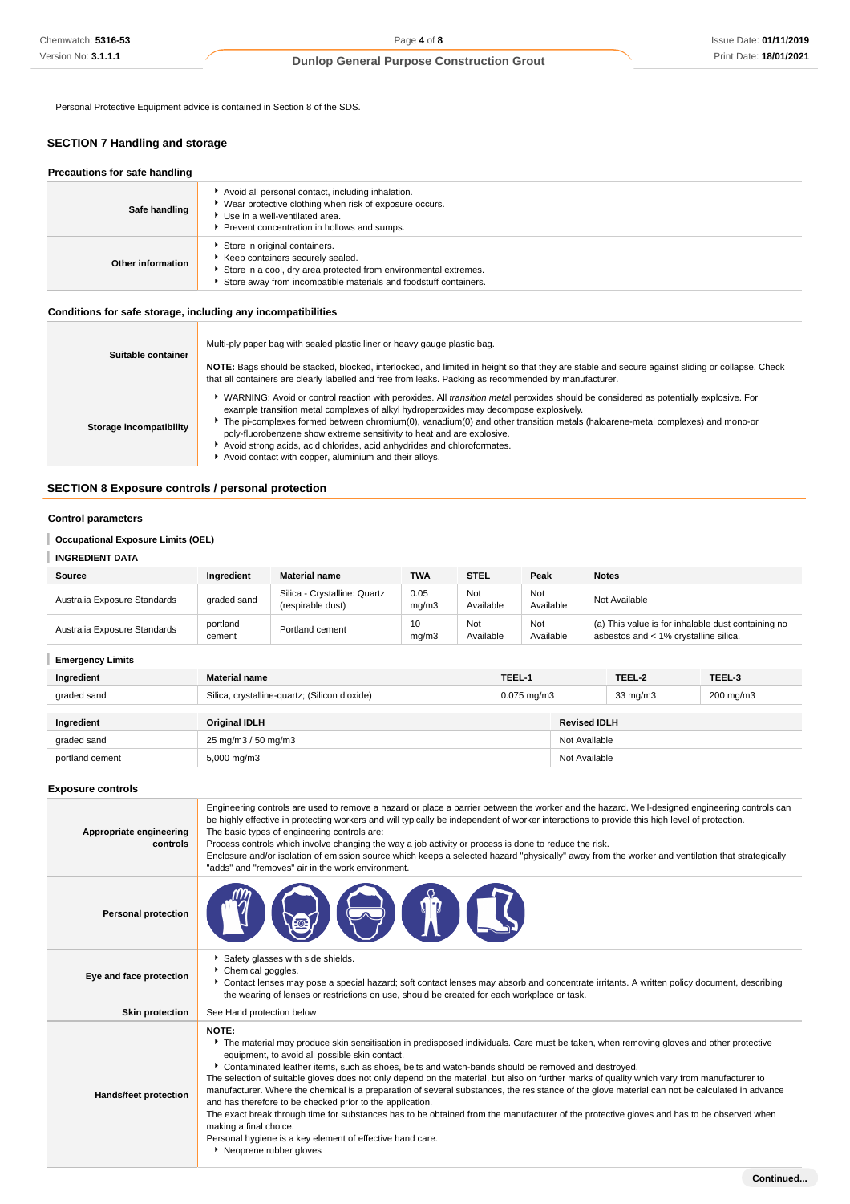Personal Protective Equipment advice is contained in Section 8 of the SDS.

## SECTION 7 Handling and storage

### Precautions for safe handling

| | |
|---|---|
| **Safe handling** | ▸ Avoid all personal contact, including inhalation.<br>▸ Wear protective clothing when risk of exposure occurs.<br>▸ Use in a well-ventilated area.<br>▸ Prevent concentration in hollows and sumps. |
| **Other information** | ▸ Store in original containers.<br>▸ Keep containers securely sealed.<br>▸ Store in a cool, dry area protected from environmental extremes.<br>▸ Store away from incompatible materials and foodstuff containers. |

### Conditions for safe storage, including any incompatibilities

| | |
|---|---|
| **Suitable container** | Multi-ply paper bag with sealed plastic liner or heavy gauge plastic bag.<br>**NOTE:** Bags should be stacked, blocked, interlocked, and limited in height so that they are stable and secure against sliding or collapse. Check that all containers are clearly labelled and free from leaks. Packing as recommended by manufacturer. |
| **Storage incompatibility** | ▸ WARNING: Avoid or control reaction with peroxides. All *transition metal* peroxides should be considered as potentially explosive. For example transition metal complexes of alkyl hydroperoxides may decompose explosively.<br>▸ The pi-complexes formed between chromium(0), vanadium(0) and other transition metals (haloarene-metal complexes) and mono-or poly-fluorobenzene show extreme sensitivity to heat and are explosive.<br>▸ Avoid strong acids, acid chlorides, acid anhydrides and chloroformates.<br>▸ Avoid contact with copper, aluminium and their alloys. |

## SECTION 8 Exposure controls / personal protection

### Control parameters

**Occupational Exposure Limits (OEL)**

**INGREDIENT DATA**

| Source | Ingredient | Material name | TWA | STEL | Peak | Notes |
|---|---|---|---|---|---|---|
| Australia Exposure Standards | graded sand | Silica - Crystalline: Quartz (respirable dust) | 0.05 mg/m3 | Not Available | Not Available | Not Available |
| Australia Exposure Standards | portland cement | Portland cement | 10 mg/m3 | Not Available | Not Available | (a) This value is for inhalable dust containing no asbestos and < 1% crystalline silica. |

**Emergency Limits**

| Ingredient | Material name | TEEL-1 | TEEL-2 | TEEL-3 |
|---|---|---|---|---|
| graded sand | Silica, crystalline-quartz; (Silicon dioxide) | 0.075 mg/m3 | 33 mg/m3 | 200 mg/m3 |

| Ingredient | Original IDLH | Revised IDLH |
|---|---|---|
| graded sand | 25 mg/m3 / 50 mg/m3 | Not Available |
| portland cement | 5,000 mg/m3 | Not Available |

### Exposure controls

| | |
|---|---|
| **Appropriate engineering controls** | Engineering controls are used to remove a hazard or place a barrier between the worker and the hazard. Well-designed engineering controls can be highly effective in protecting workers and will typically be independent of worker interactions to provide this high level of protection.<br>The basic types of engineering controls are:<br>Process controls which involve changing the way a job activity or process is done to reduce the risk.<br>Enclosure and/or isolation of emission source which keeps a selected hazard "physically" away from the worker and ventilation that strategically "adds" and "removes" air in the work environment. |
| **Personal protection** | |
| **Eye and face protection** | ▸ Safety glasses with side shields.<br>▸ Chemical goggles.<br>▸ Contact lenses may pose a special hazard; soft contact lenses may absorb and concentrate irritants. A written policy document, describing the wearing of lenses or restrictions on use, should be created for each workplace or task. |
| **Skin protection** | See Hand protection below |
| **Hands/feet protection** | **NOTE:**<br>▸ The material may produce skin sensitisation in predisposed individuals. Care must be taken, when removing gloves and other protective equipment, to avoid all possible skin contact.<br>▸ Contaminated leather items, such as shoes, belts and watch-bands should be removed and destroyed.<br>The selection of suitable gloves does not only depend on the material, but also on further marks of quality which vary from manufacturer to manufacturer. Where the chemical is a preparation of several substances, the resistance of the glove material can not be calculated in advance and has therefore to be checked prior to the application.<br>The exact break through time for substances has to be obtained from the manufacturer of the protective gloves and has to be observed when making a final choice.<br>Personal hygiene is a key element of effective hand care.<br>▸ Neoprene rubber gloves |

Continued...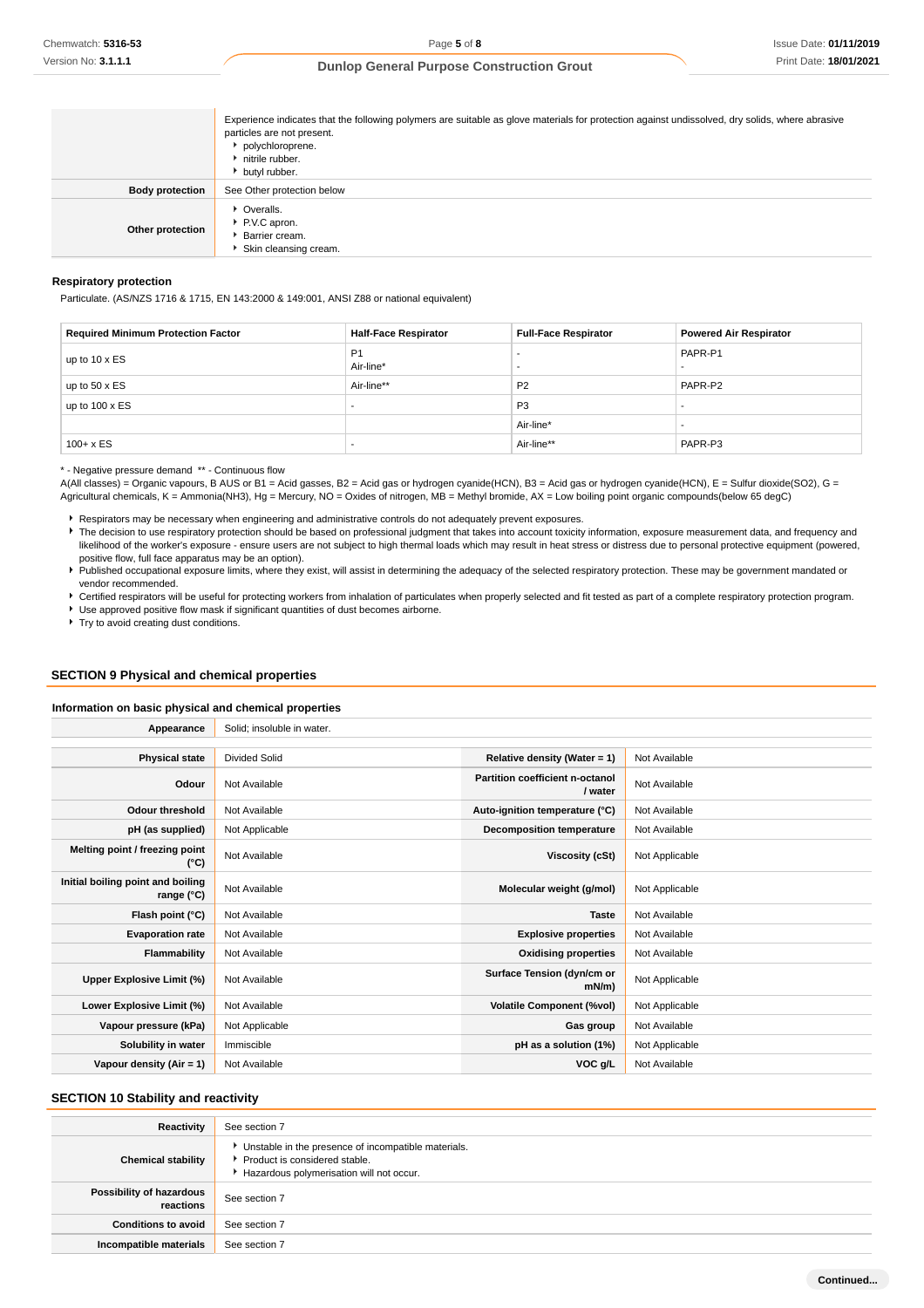| | |
|---|---|
| | Experience indicates that the following polymers are suitable as glove materials for protection against undissolved, dry solids, where abrasive particles are not present.<br>- polychloroprene.<br>- nitrile rubber.<br>- butyl rubber. |
| **Body protection** | See Other protection below |
| **Other protection** | - Overalls.<br>- P.V.C apron.<br>- Barrier cream.<br>- Skin cleansing cream. |

### Respiratory protection

Particulate. (AS/NZS 1716 & 1715, EN 143:2000 & 149:001, ANSI Z88 or national equivalent)

| Required Minimum Protection Factor | Half-Face Respirator | Full-Face Respirator | Powered Air Respirator |
|---|---|---|---|
| up to 10 x ES | P1<br>Air-line* | -<br>- | PAPR-P1<br>- |
| up to 50 x ES | Air-line** | P2 | PAPR-P2 |
| up to 100 x ES | - | P3 | - |
| | | Air-line* | - |
| 100+ x ES | - | Air-line** | PAPR-P3 |

\* - Negative pressure demand ** - Continuous flow
A(All classes) = Organic vapours, B AUS or B1 = Acid gasses, B2 = Acid gas or hydrogen cyanide(HCN), B3 = Acid gas or hydrogen cyanide(HCN), E = Sulfur dioxide(SO2), G = Agricultural chemicals, K = Ammonia(NH3), Hg = Mercury, NO = Oxides of nitrogen, MB = Methyl bromide, AX = Low boiling point organic compounds(below 65 degC)

- Respirators may be necessary when engineering and administrative controls do not adequately prevent exposures.
- The decision to use respiratory protection should be based on professional judgment that takes into account toxicity information, exposure measurement data, and frequency and likelihood of the worker's exposure - ensure users are not subject to high thermal loads which may result in heat stress or distress due to personal protective equipment (powered, positive flow, full face apparatus may be an option).
- Published occupational exposure limits, where they exist, will assist in determining the adequacy of the selected respiratory protection. These may be government mandated or vendor recommended.
- Certified respirators will be useful for protecting workers from inhalation of particulates when properly selected and fit tested as part of a complete respiratory protection program.
- Use approved positive flow mask if significant quantities of dust becomes airborne.
- Try to avoid creating dust conditions.

## SECTION 9 Physical and chemical properties

### Information on basic physical and chemical properties

| **Appearance** | Solid; insoluble in water. | | |
|---|---|---|---|
| **Physical state** | Divided Solid | **Relative density (Water = 1)** | Not Available |
| **Odour** | Not Available | **Partition coefficient n-octanol / water** | Not Available |
| **Odour threshold** | Not Available | **Auto-ignition temperature (°C)** | Not Available |
| **pH (as supplied)** | Not Applicable | **Decomposition temperature** | Not Available |
| **Melting point / freezing point (°C)** | Not Available | **Viscosity (cSt)** | Not Applicable |
| **Initial boiling point and boiling range (°C)** | Not Available | **Molecular weight (g/mol)** | Not Applicable |
| **Flash point (°C)** | Not Available | **Taste** | Not Available |
| **Evaporation rate** | Not Available | **Explosive properties** | Not Available |
| **Flammability** | Not Available | **Oxidising properties** | Not Available |
| **Upper Explosive Limit (%)** | Not Available | **Surface Tension (dyn/cm or mN/m)** | Not Applicable |
| **Lower Explosive Limit (%)** | Not Available | **Volatile Component (%vol)** | Not Applicable |
| **Vapour pressure (kPa)** | Not Applicable | **Gas group** | Not Available |
| **Solubility in water** | Immiscible | **pH as a solution (1%)** | Not Applicable |
| **Vapour density (Air = 1)** | Not Available | **VOC g/L** | Not Available |

## SECTION 10 Stability and reactivity

| | |
|---|---|
| **Reactivity** | See section 7 |
| **Chemical stability** | - Unstable in the presence of incompatible materials.<br>- Product is considered stable.<br>- Hazardous polymerisation will not occur. |
| **Possibility of hazardous reactions** | See section 7 |
| **Conditions to avoid** | See section 7 |
| **Incompatible materials** | See section 7 |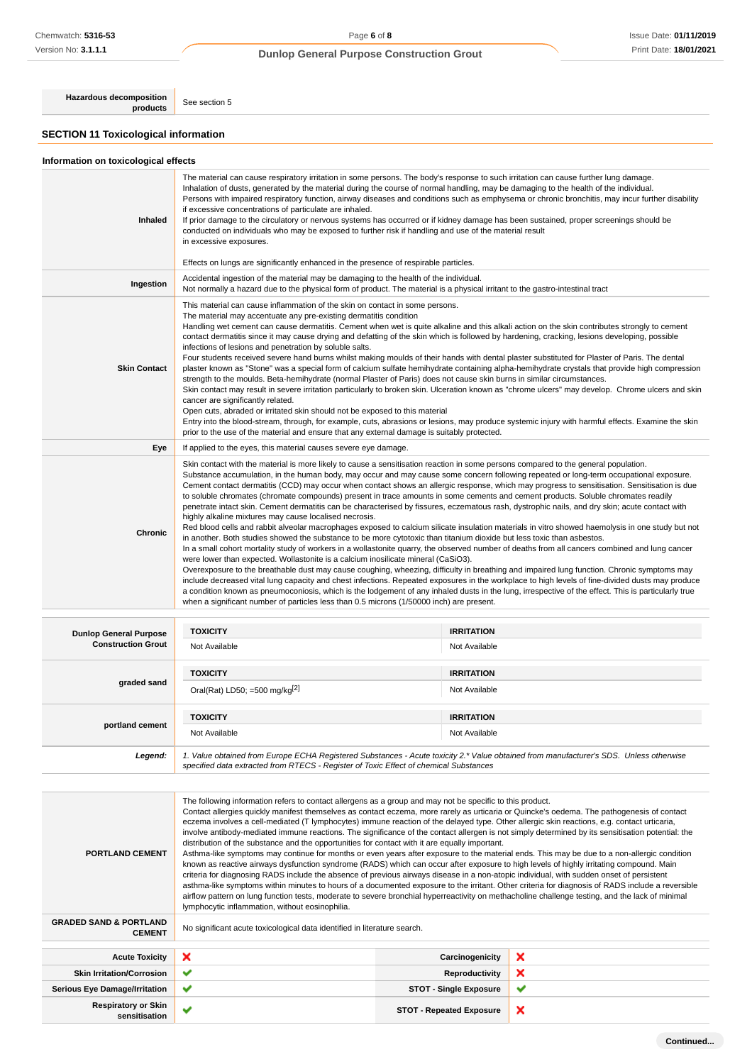| | |
|---|---|
| **Hazardous decomposition products** | See section 5 |

## SECTION 11 Toxicological information

### Information on toxicological effects

| | |
|---|---|
| **Inhaled** | The material can cause respiratory irritation in some persons. The body's response to such irritation can cause further lung damage. Inhalation of dusts, generated by the material during the course of normal handling, may be damaging to the health of the individual. Persons with impaired respiratory function, airway diseases and conditions such as emphysema or chronic bronchitis, may incur further disability if excessive concentrations of particulate are inhaled. If prior damage to the circulatory or nervous systems has occurred or if kidney damage has been sustained, proper screenings should be conducted on individuals who may be exposed to further risk if handling and use of the material result in excessive exposures. Effects on lungs are significantly enhanced in the presence of respirable particles. |
| **Ingestion** | Accidental ingestion of the material may be damaging to the health of the individual. Not normally a hazard due to the physical form of product. The material is a physical irritant to the gastro-intestinal tract |
| **Skin Contact** | This material can cause inflammation of the skin on contact in some persons. The material may accentuate any pre-existing dermatitis condition Handling wet cement can cause dermatitis. Cement when wet is quite alkaline and this alkali action on the skin contributes strongly to cement contact dermatitis since it may cause drying and defatting of the skin which is followed by hardening, cracking, lesions developing, possible infections of lesions and penetration by soluble salts. Four students received severe hand burns whilst making moulds of their hands with dental plaster substituted for Plaster of Paris. The dental plaster known as "Stone" was a special form of calcium sulfate hemihydrate containing alpha-hemihydrate crystals that provide high compression strength to the moulds. Beta-hemihydrate (normal Plaster of Paris) does not cause skin burns in similar circumstances. Skin contact may result in severe irritation particularly to broken skin. Ulceration known as "chrome ulcers" may develop. Chrome ulcers and skin cancer are significantly related. Open cuts, abraded or irritated skin should not be exposed to this material Entry into the blood-stream, through, for example, cuts, abrasions or lesions, may produce systemic injury with harmful effects. Examine the skin prior to the use of the material and ensure that any external damage is suitably protected. |
| **Eye** | If applied to the eyes, this material causes severe eye damage. |
| **Chronic** | Skin contact with the material is more likely to cause a sensitisation reaction in some persons compared to the general population. Substance accumulation, in the human body, may occur and may cause some concern following repeated or long-term occupational exposure. Cement contact dermatitis (CCD) may occur when contact shows an allergic response, which may progress to sensitisation. Sensitisation is due to soluble chromates (chromate compounds) present in trace amounts in some cements and cement products. Soluble chromates readily penetrate intact skin. Cement dermatitis can be characterised by fissures, eczematous rash, dystrophic nails, and dry skin; acute contact with highly alkaline mixtures may cause localised necrosis. Red blood cells and rabbit alveolar macrophages exposed to calcium silicate insulation materials in vitro showed haemolysis in one study but not in another. Both studies showed the substance to be more cytotoxic than titanium dioxide but less toxic than asbestos. In a small cohort mortality study of workers in a wollastonite quarry, the observed number of deaths from all cancers combined and lung cancer were lower than expected. Wollastonite is a calcium inosilicate mineral ($CaSiO_3$). Overexposure to the breathable dust may cause coughing, wheezing, difficulty in breathing and impaired lung function. Chronic symptoms may include decreased vital lung capacity and chest infections. Repeated exposures in the workplace to high levels of fine-divided dusts may produce a condition known as pneumoconiosis, which is the lodgement of any inhaled dusts in the lung, irrespective of the effect. This is particularly true when a significant number of particles less than 0.5 microns (1/50000 inch) are present. |

| | TOXICITY | IRRITATION |
|---|---|---|
| **Dunlop General Purpose Construction Grout** | Not Available | Not Available |
| **graded sand** | Oral(Rat) LD50; =500 mg/kg[2] | Not Available |
| **portland cement** | Not Available | Not Available |
| ***Legend:*** | *1. Value obtained from Europe ECHA Registered Substances - Acute toxicity 2.\* Value obtained from manufacturer's SDS. Unless otherwise specified data extracted from RTECS - Register of Toxic Effect of chemical Substances* | |

| | |
|---|---|
| **PORTLAND CEMENT** | The following information refers to contact allergens as a group and may not be specific to this product. Contact allergies quickly manifest themselves as contact eczema, more rarely as urticaria or Quincke's oedema. The pathogenesis of contact eczema involves a cell-mediated (T lymphocytes) immune reaction of the delayed type. Other allergic skin reactions, e.g. contact urticaria, involve antibody-mediated immune reactions. The significance of the contact allergen is not simply determined by its sensitisation potential: the distribution of the substance and the opportunities for contact with it are equally important. Asthma-like symptoms may continue for months or even years after exposure to the material ends. This may be due to a non-allergic condition known as reactive airways dysfunction syndrome (RADS) which can occur after exposure to high levels of highly irritating compound. Main criteria for diagnosing RADS include the absence of previous airways disease in a non-atopic individual, with sudden onset of persistent asthma-like symptoms within minutes to hours of a documented exposure to the irritant. Other criteria for diagnosis of RADS include a reversible airflow pattern on lung function tests, moderate to severe bronchial hyperreactivity on methacholine challenge testing, and the lack of minimal lymphocytic inflammation, without eosinophilia. |
| **GRADED SAND & PORTLAND CEMENT** | No significant acute toxicological data identified in literature search. |

| | | | |
|---|---|---|---|
| **Acute Toxicity** | ✘ | **Carcinogenicity** | ✘ |
| **Skin Irritation/Corrosion** | ✔ | **Reproductivity** | ✘ |
| **Serious Eye Damage/Irritation** | ✔ | **STOT - Single Exposure** | ✔ |
| **Respiratory or Skin sensitisation** | ✔ | **STOT - Repeated Exposure** | ✘ |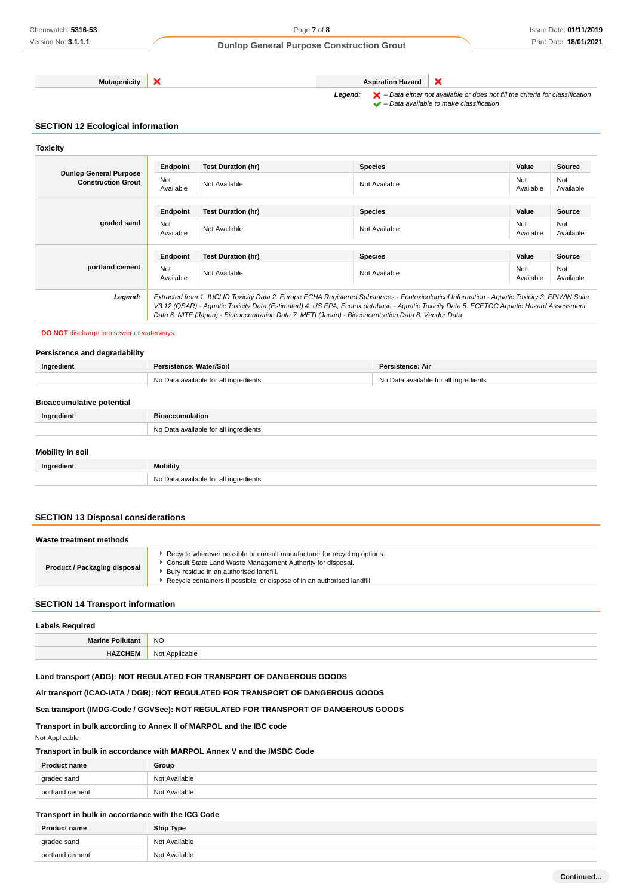| Mutagenicity | ❌ | Aspiration Hazard | ❌ |
|---|---|---|---|

*Legend:* ❌ – *Data either not available or does not fill the criteria for classification*
✔ – *Data available to make classification*

## SECTION 12 Ecological information

### Toxicity

| Dunlop General Purpose Construction Grout | Endpoint | Test Duration (hr) | Species | Value | Source |
|---|---|---|---|---|---|
| | Not Available | Not Available | Not Available | Not Available | Not Available |

| graded sand | Endpoint | Test Duration (hr) | Species | Value | Source |
|---|---|---|---|---|---|
| | Not Available | Not Available | Not Available | Not Available | Not Available |

| portland cement | Endpoint | Test Duration (hr) | Species | Value | Source |
|---|---|---|---|---|---|
| | Not Available | Not Available | Not Available | Not Available | Not Available |

*Legend:* *Extracted from 1. IUCLID Toxicity Data 2. Europe ECHA Registered Substances - Ecotoxicological Information - Aquatic Toxicity 3. EPIWIN Suite V3.12 (QSAR) - Aquatic Toxicity Data (Estimated) 4. US EPA, Ecotox database - Aquatic Toxicity Data 5. ECETOC Aquatic Hazard Assessment Data 6. NITE (Japan) - Bioconcentration Data 7. METI (Japan) - Bioconcentration Data 8. Vendor Data*

**DO NOT** discharge into sewer or waterways.

### Persistence and degradability

| Ingredient | Persistence: Water/Soil | Persistence: Air |
|---|---|---|
| | No Data available for all ingredients | No Data available for all ingredients |

### Bioaccumulative potential

| Ingredient | Bioaccumulation |
|---|---|
| | No Data available for all ingredients |

### Mobility in soil

| Ingredient | Mobility |
|---|---|
| | No Data available for all ingredients |

## SECTION 13 Disposal considerations

### Waste treatment methods

**Product / Packaging disposal**

- Recycle wherever possible or consult manufacturer for recycling options.
- Consult State Land Waste Management Authority for disposal.
- Bury residue in an authorised landfill.
- Recycle containers if possible, or dispose of in an authorised landfill.

## SECTION 14 Transport information

### Labels Required

| Marine Pollutant | NO |
|---|---|
| HAZCHEM | Not Applicable |

**Land transport (ADG): NOT REGULATED FOR TRANSPORT OF DANGEROUS GOODS**

**Air transport (ICAO-IATA / DGR): NOT REGULATED FOR TRANSPORT OF DANGEROUS GOODS**

**Sea transport (IMDG-Code / GGVSee): NOT REGULATED FOR TRANSPORT OF DANGEROUS GOODS**

**Transport in bulk according to Annex II of MARPOL and the IBC code**

Not Applicable

**Transport in bulk in accordance with MARPOL Annex V and the IMSBC Code**

| Product name | Group |
|---|---|
| graded sand | Not Available |
| portland cement | Not Available |

**Transport in bulk in accordance with the ICG Code**

| Product name | Ship Type |
|---|---|
| graded sand | Not Available |
| portland cement | Not Available |

**Continued...**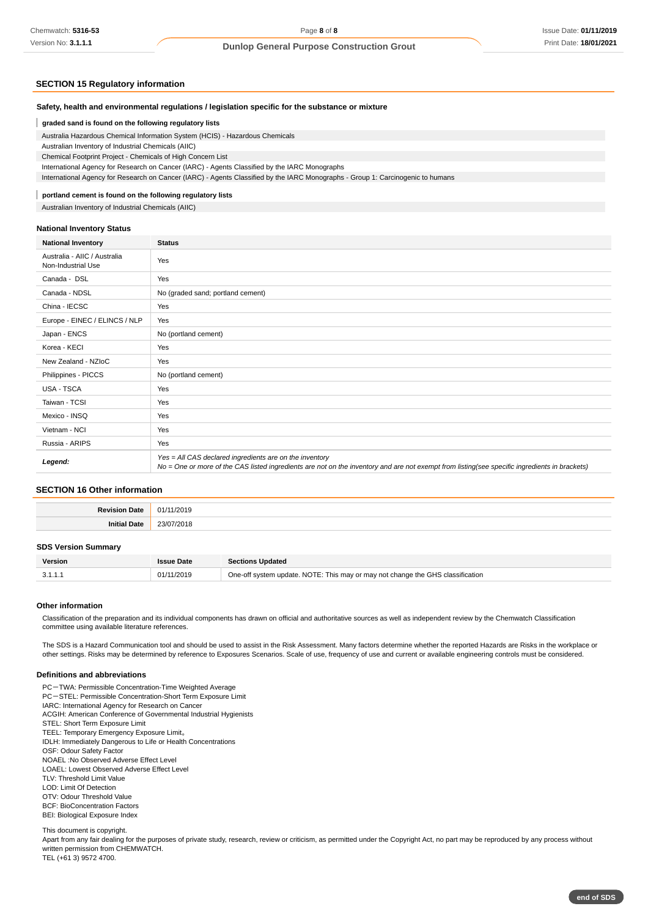## SECTION 15 Regulatory information

### Safety, health and environmental regulations / legislation specific for the substance or mixture

**graded sand is found on the following regulatory lists**

Australia Hazardous Chemical Information System (HCIS) - Hazardous Chemicals
Australian Inventory of Industrial Chemicals (AIIC)
Chemical Footprint Project - Chemicals of High Concern List
International Agency for Research on Cancer (IARC) - Agents Classified by the IARC Monographs
International Agency for Research on Cancer (IARC) - Agents Classified by the IARC Monographs - Group 1: Carcinogenic to humans

**portland cement is found on the following regulatory lists**

Australian Inventory of Industrial Chemicals (AIIC)

### National Inventory Status

| National Inventory | Status |
|---|---|
| Australia - AIIC / Australia Non-Industrial Use | Yes |
| Canada - DSL | Yes |
| Canada - NDSL | No (graded sand; portland cement) |
| China - IECSC | Yes |
| Europe - EINEC / ELINCS / NLP | Yes |
| Japan - ENCS | No (portland cement) |
| Korea - KECI | Yes |
| New Zealand - NZIoC | Yes |
| Philippines - PICCS | No (portland cement) |
| USA - TSCA | Yes |
| Taiwan - TCSI | Yes |
| Mexico - INSQ | Yes |
| Vietnam - NCI | Yes |
| Russia - ARIPS | Yes |
| ***Legend:*** | *Yes = All CAS declared ingredients are on the inventory*<br>*No = One or more of the CAS listed ingredients are not on the inventory and are not exempt from listing(see specific ingredients in brackets)* |

## SECTION 16 Other information

| | |
|---|---|
| **Revision Date** | 01/11/2019 |
| **Initial Date** | 23/07/2018 |

### SDS Version Summary

| Version | Issue Date | Sections Updated |
|---|---|---|
| 3.1.1.1 | 01/11/2019 | One-off system update. NOTE: This may or may not change the GHS classification |

### Other information

Classification of the preparation and its individual components has drawn on official and authoritative sources as well as independent review by the Chemwatch Classification committee using available literature references.

The SDS is a Hazard Communication tool and should be used to assist in the Risk Assessment. Many factors determine whether the reported Hazards are Risks in the workplace or other settings. Risks may be determined by reference to Exposures Scenarios. Scale of use, frequency of use and current or available engineering controls must be considered.

### Definitions and abbreviations

PC－TWA: Permissible Concentration-Time Weighted Average
PC－STEL: Permissible Concentration-Short Term Exposure Limit
IARC: International Agency for Research on Cancer
ACGIH: American Conference of Governmental Industrial Hygienists
STEL: Short Term Exposure Limit
TEEL: Temporary Emergency Exposure Limit。
IDLH: Immediately Dangerous to Life or Health Concentrations
OSF: Odour Safety Factor
NOAEL :No Observed Adverse Effect Level
LOAEL: Lowest Observed Adverse Effect Level
TLV: Threshold Limit Value
LOD: Limit Of Detection
OTV: Odour Threshold Value
BCF: BioConcentration Factors
BEI: Biological Exposure Index

This document is copyright.
Apart from any fair dealing for the purposes of private study, research, review or criticism, as permitted under the Copyright Act, no part may be reproduced by any process without written permission from CHEMWATCH.
TEL (+61 3) 9572 4700.

end of SDS